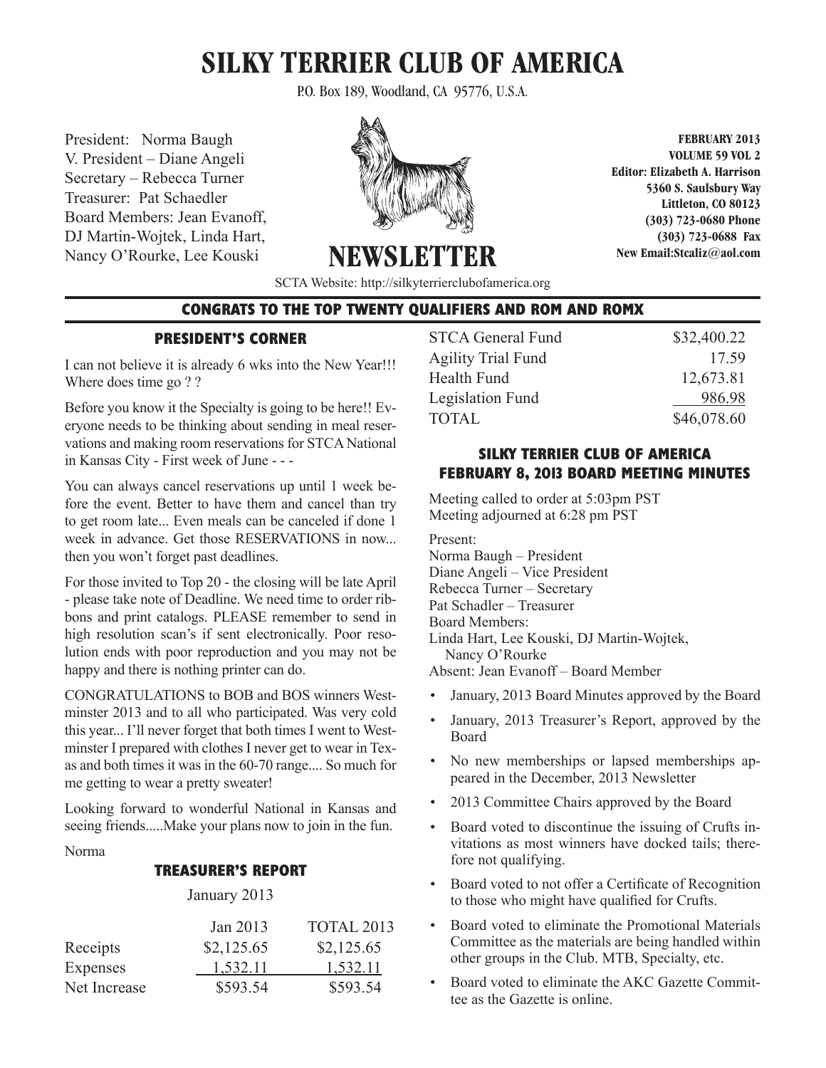# SILKY TERRIER CLUB OF AMERICA

P.O. Box 189, Woodland, CA 95776, U.S.A.

President: Norma Baugh
V. President – Diane Angeli
Secretary – Rebecca Turner
Treasurer: Pat Schaedler
Board Members: Jean Evanoff, DJ Martin-Wojtek, Linda Hart, Nancy O'Rourke, Lee Kouski

## NEWSLETTER

**FEBRUARY 2013**
**VOLUME 59 VOL 2**
**Editor: Elizabeth A. Harrison**
**5360 S. Saulsbury Way**
**Littleton, CO 80123**
**(303) 723-0680 Phone**
**(303) 723-0688 Fax**
**New Email:Stcaliz@aol.com**

SCTA Website: http://silkyterrierclubofamerica.org

### CONGRATS TO THE TOP TWENTY QUALIFIERS AND ROM AND ROMX

### PRESIDENT'S CORNER

I can not believe it is already 6 wks into the New Year!!! Where does time go ? ?

Before you know it the Specialty is going to be here!! Everyone needs to be thinking about sending in meal reservations and making room reservations for STCA National in Kansas City - First week of June - - -

You can always cancel reservations up until 1 week before the event. Better to have them and cancel than try to get room late... Even meals can be canceled if done 1 week in advance. Get those RESERVATIONS in now... then you won't forget past deadlines.

For those invited to Top 20 - the closing will be late April - please take note of Deadline. We need time to order ribbons and print catalogs. PLEASE remember to send in high resolution scan's if sent electronically. Poor resolution ends with poor reproduction and you may not be happy and there is nothing printer can do.

CONGRATULATIONS to BOB and BOS winners Westminster 2013 and to all who participated. Was very cold this year... I'll never forget that both times I went to Westminster I prepared with clothes I never get to wear in Texas and both times it was in the 60-70 range.... So much for me getting to wear a pretty sweater!

Looking forward to wonderful National in Kansas and seeing friends.....Make your plans now to join in the fun.

Norma

### TREASURER'S REPORT

January 2013

| | Jan 2013 | TOTAL 2013 |
|---|---|---|
| Receipts | $2,125.65 | $2,125.65 |
| Expenses | 1,532.11 | 1,532.11 |
| Net Increase | $593.54 | $593.54 |

| | |
|---|---|
| STCA General Fund | $32,400.22 |
| Agility Trial Fund | 17.59 |
| Health Fund | 12,673.81 |
| Legislation Fund | 986.98 |
| TOTAL | $46,078.60 |

### SILKY TERRIER CLUB OF AMERICA FEBRUARY 8, 2013 BOARD MEETING MINUTES

Meeting called to order at 5:03pm PST
Meeting adjourned at 6:28 pm PST

Present:
Norma Baugh – President
Diane Angeli – Vice President
Rebecca Turner – Secretary
Pat Schadler – Treasurer
Board Members:
Linda Hart, Lee Kouski, DJ Martin-Wojtek, Nancy O'Rourke
Absent: Jean Evanoff – Board Member

- January, 2013 Board Minutes approved by the Board
- January, 2013 Treasurer's Report, approved by the Board
- No new memberships or lapsed memberships appeared in the December, 2013 Newsletter
- 2013 Committee Chairs approved by the Board
- Board voted to discontinue the issuing of Crufts invitations as most winners have docked tails; therefore not qualifying.
- Board voted to not offer a Certificate of Recognition to those who might have qualified for Crufts.
- Board voted to eliminate the Promotional Materials Committee as the materials are being handled within other groups in the Club. MTB, Specialty, etc.
- Board voted to eliminate the AKC Gazette Committee as the Gazette is online.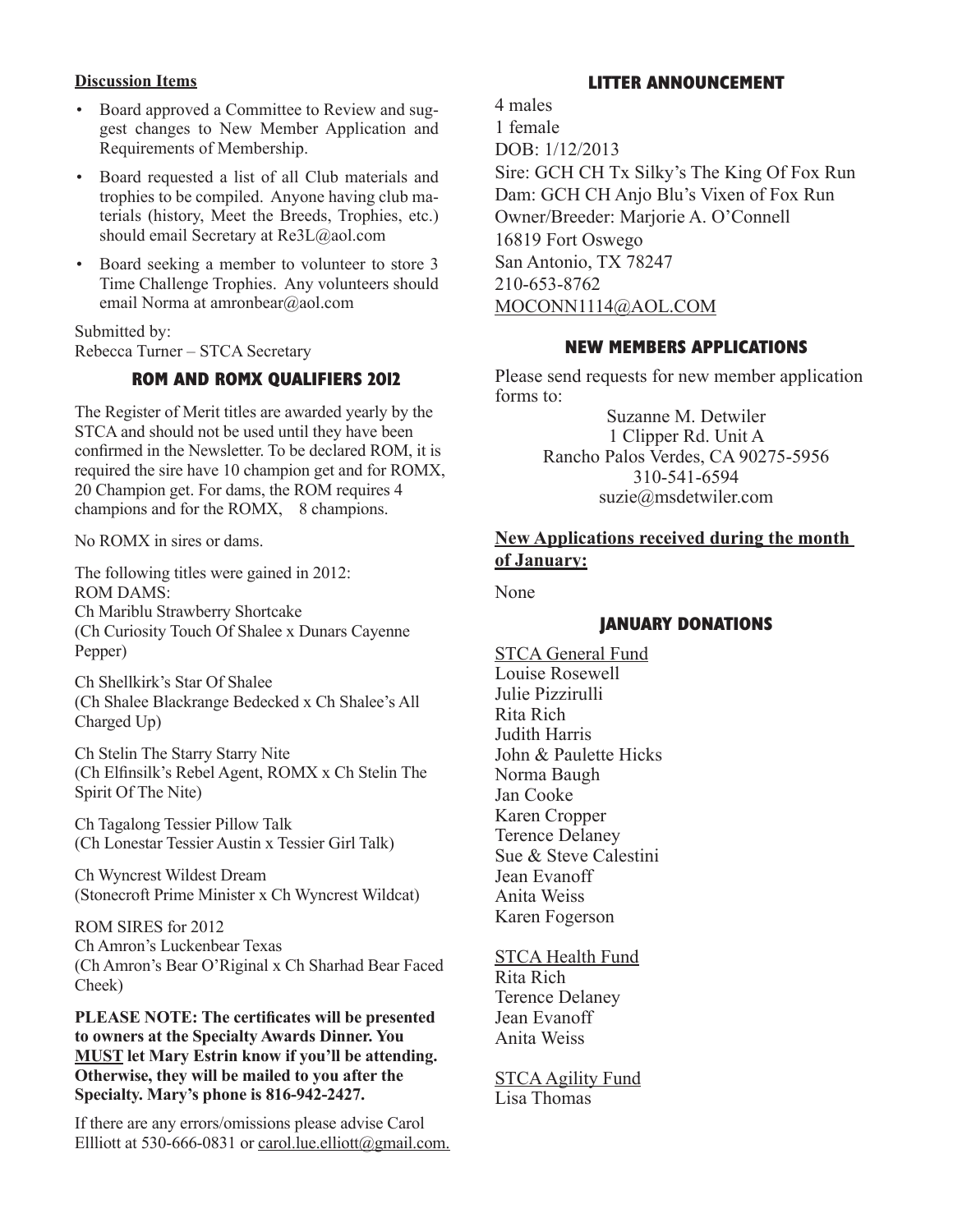**Discussion Items**

- Board approved a Committee to Review and suggest changes to New Member Application and Requirements of Membership.
- Board requested a list of all Club materials and trophies to be compiled. Anyone having club materials (history, Meet the Breeds, Trophies, etc.) should email Secretary at Re3L@aol.com
- Board seeking a member to volunteer to store 3 Time Challenge Trophies. Any volunteers should email Norma at amronbear@aol.com

Submitted by:
Rebecca Turner – STCA Secretary

## ROM AND ROMX QUALIFIERS 2012

The Register of Merit titles are awarded yearly by the STCA and should not be used until they have been confirmed in the Newsletter. To be declared ROM, it is required the sire have 10 champion get and for ROMX, 20 Champion get. For dams, the ROM requires 4 champions and for the ROMX, 8 champions.

No ROMX in sires or dams.

The following titles were gained in 2012:
ROM DAMS:
Ch Mariblu Strawberry Shortcake
(Ch Curiosity Touch Of Shalee x Dunars Cayenne Pepper)

Ch Shellkirk's Star Of Shalee
(Ch Shalee Blackrange Bedecked x Ch Shalee's All Charged Up)

Ch Stelin The Starry Starry Nite
(Ch Elfinsilk's Rebel Agent, ROMX x Ch Stelin The Spirit Of The Nite)

Ch Tagalong Tessier Pillow Talk
(Ch Lonestar Tessier Austin x Tessier Girl Talk)

Ch Wyncrest Wildest Dream
(Stonecroft Prime Minister x Ch Wyncrest Wildcat)

ROM SIRES for 2012
Ch Amron's Luckenbear Texas
(Ch Amron's Bear O'Riginal x Ch Sharhad Bear Faced Cheek)

**PLEASE NOTE: The certificates will be presented to owners at the Specialty Awards Dinner. You MUST let Mary Estrin know if you'll be attending. Otherwise, they will be mailed to you after the Specialty. Mary's phone is 816-942-2427.**

If there are any errors/omissions please advise Carol Ellliott at 530-666-0831 or carol.lue.elliott@gmail.com.

## LITTER ANNOUNCEMENT

4 males
1 female
DOB: 1/12/2013
Sire: GCH CH Tx Silky's The King Of Fox Run
Dam: GCH CH Anjo Blu's Vixen of Fox Run
Owner/Breeder: Marjorie A. O'Connell
16819 Fort Oswego
San Antonio, TX 78247
210-653-8762
MOCONN1114@AOL.COM

## NEW MEMBERS APPLICATIONS

Please send requests for new member application forms to:

Suzanne M. Detwiler
1 Clipper Rd. Unit A
Rancho Palos Verdes, CA 90275-5956
310-541-6594
suzie@msdetwiler.com

**New Applications received during the month of January:**

None

## JANUARY DONATIONS

STCA General Fund
Louise Rosewell
Julie Pizzirulli
Rita Rich
Judith Harris
John & Paulette Hicks
Norma Baugh
Jan Cooke
Karen Cropper
Terence Delaney
Sue & Steve Calestini
Jean Evanoff
Anita Weiss
Karen Fogerson

STCA Health Fund
Rita Rich
Terence Delaney
Jean Evanoff
Anita Weiss

STCA Agility Fund
Lisa Thomas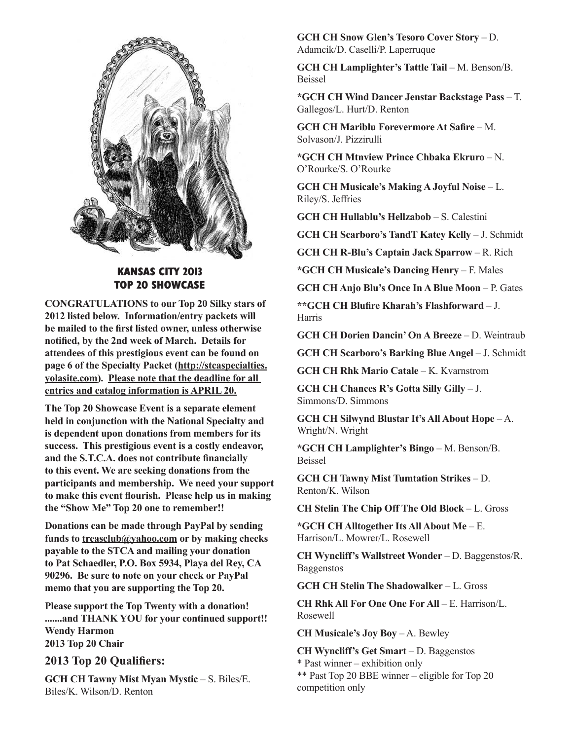## KANSAS CITY 2013
## TOP 20 SHOWCASE

**CONGRATULATIONS to our Top 20 Silky stars of 2012 listed below. Information/entry packets will be mailed to the first listed owner, unless otherwise notified, by the 2nd week of March. Details for attendees of this prestigious event can be found on page 6 of the Specialty Packet (http://stcaspecialties.yolasite.com). Please note that the deadline for all entries and catalog information is APRIL 20.**

**The Top 20 Showcase Event is a separate element held in conjunction with the National Specialty and is dependent upon donations from members for its success. This prestigious event is a costly endeavor, and the S.T.C.A. does not contribute financially to this event. We are seeking donations from the participants and membership. We need your support to make this event flourish. Please help us in making the "Show Me" Top 20 one to remember!!**

**Donations can be made through PayPal by sending funds to treasclub@yahoo.com or by making checks payable to the STCA and mailing your donation to Pat Schaedler, P.O. Box 5934, Playa del Rey, CA 90296. Be sure to note on your check or PayPal memo that you are supporting the Top 20.**

**Please support the Top Twenty with a donation! .......and THANK YOU for your continued support!!**
**Wendy Harmon**
**2013 Top 20 Chair**

## 2013 Top 20 Qualifiers:

**GCH CH Tawny Mist Myan Mystic** – S. Biles/E. Biles/K. Wilson/D. Renton

**GCH CH Snow Glen's Tesoro Cover Story** – D. Adamcik/D. Caselli/P. Laperruque

**GCH CH Lamplighter's Tattle Tail** – M. Benson/B. Beissel

**\*GCH CH Wind Dancer Jenstar Backstage Pass** – T. Gallegos/L. Hurt/D. Renton

**GCH CH Mariblu Forevermore At Safire** – M. Solvason/J. Pizzirulli

**\*GCH CH Mtnview Prince Chbaka Ekruro** – N. O'Rourke/S. O'Rourke

**GCH CH Musicale's Making A Joyful Noise** – L. Riley/S. Jeffries

**GCH CH Hullablu's Hellzabob** – S. Calestini

**GCH CH Scarboro's TandT Katey Kelly** – J. Schmidt

**GCH CH R-Blu's Captain Jack Sparrow** – R. Rich

**\*GCH CH Musicale's Dancing Henry** – F. Males

**GCH CH Anjo Blu's Once In A Blue Moon** – P. Gates

**\*\*GCH CH Blufire Kharah's Flashforward** – J. Harris

**GCH CH Dorien Dancin' On A Breeze** – D. Weintraub

**GCH CH Scarboro's Barking Blue Angel** – J. Schmidt

**GCH CH Rhk Mario Catale** – K. Kvarnstrom

**GCH CH Chances R's Gotta Silly Gilly** – J. Simmons/D. Simmons

**GCH CH Silwynd Blustar It's All About Hope** – A. Wright/N. Wright

**\*GCH CH Lamplighter's Bingo** – M. Benson/B. Beissel

**GCH CH Tawny Mist Tumtation Strikes** – D. Renton/K. Wilson

**CH Stelin The Chip Off The Old Block** – L. Gross

**\*GCH CH Alltogether Its All About Me** – E. Harrison/L. Mowrer/L. Rosewell

**CH Wyncliff's Wallstreet Wonder** – D. Baggenstos/R. Baggenstos

**GCH CH Stelin The Shadowalker** – L. Gross

**CH Rhk All For One One For All** – E. Harrison/L. Rosewell

**CH Musicale's Joy Boy** – A. Bewley

**CH Wyncliff's Get Smart** – D. Baggenstos

\* Past winner – exhibition only
\*\* Past Top 20 BBE winner – eligible for Top 20 competition only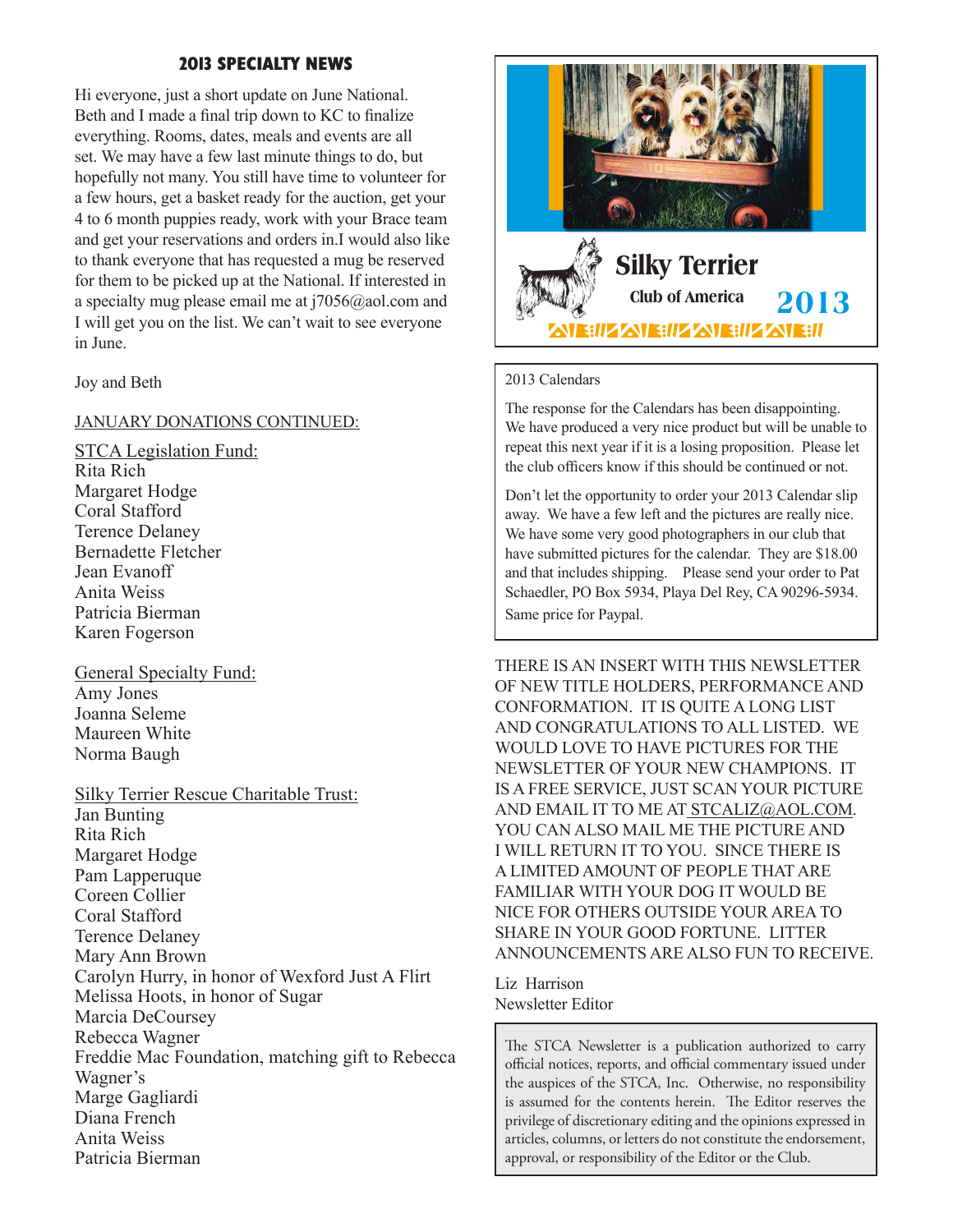## 2013 SPECIALTY NEWS

Hi everyone, just a short update on June National. Beth and I made a final trip down to KC to finalize everything. Rooms, dates, meals and events are all set. We may have a few last minute things to do, but hopefully not many. You still have time to volunteer for a few hours, get a basket ready for the auction, get your 4 to 6 month puppies ready, work with your Brace team and get your reservations and orders in.I would also like to thank everyone that has requested a mug be reserved for them to be picked up at the National. If interested in a specialty mug please email me at j7056@aol.com and I will get you on the list. We can't wait to see everyone in June.

Joy and Beth

JANUARY DONATIONS CONTINUED:

STCA Legislation Fund:
Rita Rich
Margaret Hodge
Coral Stafford
Terence Delaney
Bernadette Fletcher
Jean Evanoff
Anita Weiss
Patricia Bierman
Karen Fogerson

General Specialty Fund:
Amy Jones
Joanna Seleme
Maureen White
Norma Baugh

Silky Terrier Rescue Charitable Trust:
Jan Bunting
Rita Rich
Margaret Hodge
Pam Lapperuque
Coreen Collier
Coral Stafford
Terence Delaney
Mary Ann Brown
Carolyn Hurry, in honor of Wexford Just A Flirt
Melissa Hoots, in honor of Sugar
Marcia DeCoursey
Rebecca Wagner
Freddie Mac Foundation, matching gift to Rebecca Wagner's
Marge Gagliardi
Diana French
Anita Weiss
Patricia Bierman

**Silky Terrier**
Club of America
**2013**

2013 Calendars

The response for the Calendars has been disappointing. We have produced a very nice product but will be unable to repeat this next year if it is a losing proposition. Please let the club officers know if this should be continued or not.

Don't let the opportunity to order your 2013 Calendar slip away. We have a few left and the pictures are really nice. We have some very good photographers in our club that have submitted pictures for the calendar. They are $18.00 and that includes shipping. Please send your order to Pat Schaedler, PO Box 5934, Playa Del Rey, CA 90296-5934. Same price for Paypal.

THERE IS AN INSERT WITH THIS NEWSLETTER OF NEW TITLE HOLDERS, PERFORMANCE AND CONFORMATION. IT IS QUITE A LONG LIST AND CONGRATULATIONS TO ALL LISTED. WE WOULD LOVE TO HAVE PICTURES FOR THE NEWSLETTER OF YOUR NEW CHAMPIONS. IT IS A FREE SERVICE, JUST SCAN YOUR PICTURE AND EMAIL IT TO ME AT STCALIZ@AOL.COM. YOU CAN ALSO MAIL ME THE PICTURE AND I WILL RETURN IT TO YOU. SINCE THERE IS A LIMITED AMOUNT OF PEOPLE THAT ARE FAMILIAR WITH YOUR DOG IT WOULD BE NICE FOR OTHERS OUTSIDE YOUR AREA TO SHARE IN YOUR GOOD FORTUNE. LITTER ANNOUNCEMENTS ARE ALSO FUN TO RECEIVE.

Liz Harrison
Newsletter Editor

The STCA Newsletter is a publication authorized to carry official notices, reports, and official commentary issued under the auspices of the STCA, Inc. Otherwise, no responsibility is assumed for the contents herein. The Editor reserves the privilege of discretionary editing and the opinions expressed in articles, columns, or letters do not constitute the endorsement, approval, or responsibility of the Editor or the Club.